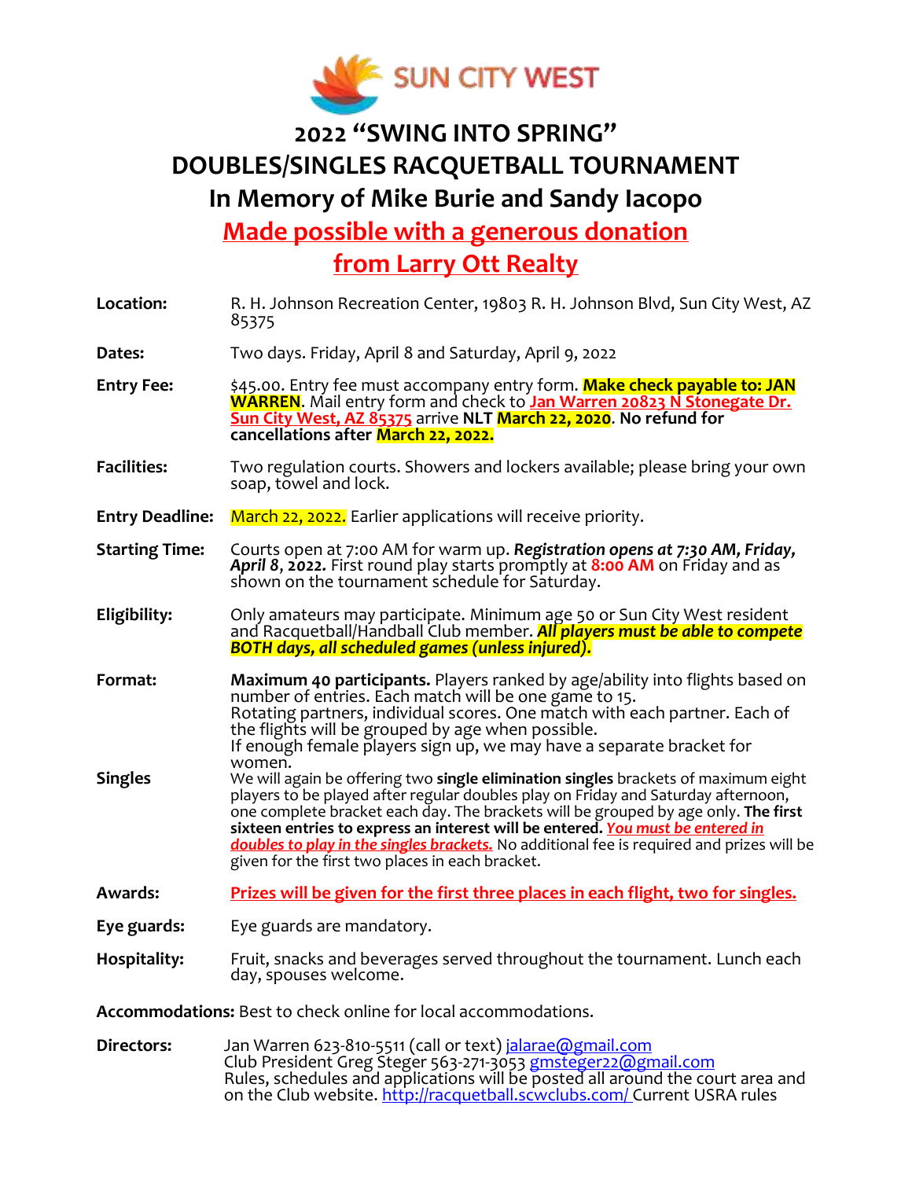SUN CITY WEST

# 2022 "SWING INTO SPRING"
# DOUBLES/SINGLES RACQUETBALL TOURNAMENT
# In Memory of Mike Burie and Sandy Iacopo
## Made possible with a generous donation from Larry Ott Realty

**Location:** R. H. Johnson Recreation Center, 19803 R. H. Johnson Blvd, Sun City West, AZ 85375

**Dates:** Two days. Friday, April 8 and Saturday, April 9, 2022

**Entry Fee:** $45.00. Entry fee must accompany entry form. **Make check payable to: JAN WARREN**. Mail entry form and check to **Jan Warren 20823 N Stonegate Dr. Sun City West, AZ 85375** arrive **NLT March 22, 2020**. **No refund for cancellations after March 22, 2022.**

**Facilities:** Two regulation courts. Showers and lockers available; please bring your own soap, towel and lock.

**Entry Deadline:** March 22, 2022. Earlier applications will receive priority.

**Starting Time:** Courts open at 7:00 AM for warm up. ***Registration opens at 7:30 AM, Friday, April 8, 2022.*** First round play starts promptly at **8:00 AM** on Friday and as shown on the tournament schedule for Saturday.

**Eligibility:** Only amateurs may participate. Minimum age 50 or Sun City West resident and Racquetball/Handball Club member. ***All players must be able to compete BOTH days, all scheduled games (unless injured).***

**Format:** **Maximum 40 participants.** Players ranked by age/ability into flights based on number of entries. Each match will be one game to 15.
Rotating partners, individual scores. One match with each partner. Each of the flights will be grouped by age when possible.
If enough female players sign up, we may have a separate bracket for women.

**Singles** We will again be offering two **single elimination singles** brackets of maximum eight players to be played after regular doubles play on Friday and Saturday afternoon, one complete bracket each day. The brackets will be grouped by age only. **The first sixteen entries to express an interest will be entered.** ***You must be entered in doubles to play in the singles brackets.*** No additional fee is required and prizes will be given for the first two places in each bracket.

**Awards:** **Prizes will be given for the first three places in each flight, two for singles.**

**Eye guards:** Eye guards are mandatory.

**Hospitality:** Fruit, snacks and beverages served throughout the tournament. Lunch each day, spouses welcome.

**Accommodations:** Best to check online for local accommodations.

**Directors:** Jan Warren 623-810-5511 (call or text) jalarae@gmail.com
Club President Greg Steger 563-271-3053 gmsteger22@gmail.com
Rules, schedules and applications will be posted all around the court area and on the Club website. http://racquetball.scwclubs.com/ Current USRA rules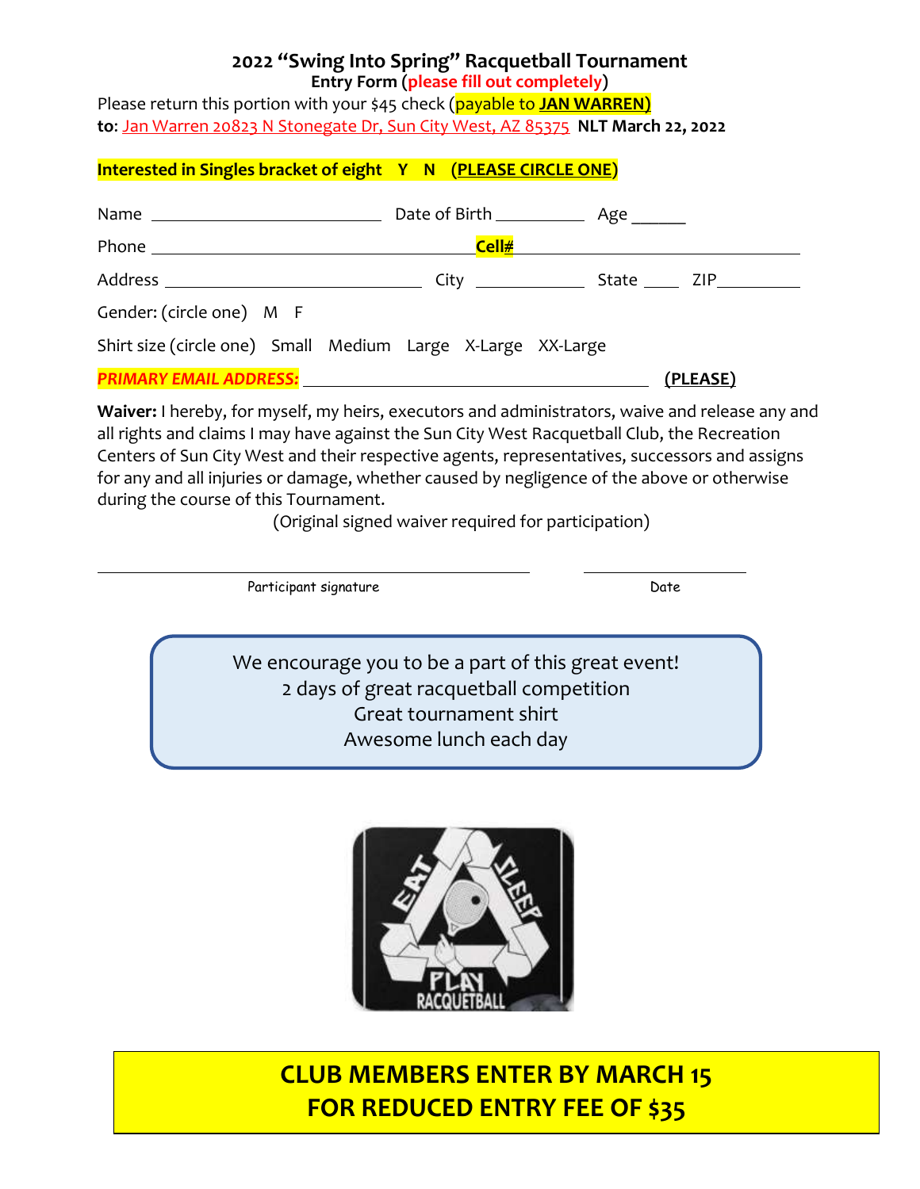## 2022 "Swing Into Spring" Racquetball Tournament

**Entry Form (please fill out completely)**

Please return this portion with your $45 check (payable to **JAN WARREN)**
**to**: Jan Warren 20823 N Stonegate Dr, Sun City West, AZ 85375 **NLT March 22, 2022**

**Interested in Singles bracket of eight Y N (PLEASE CIRCLE ONE)**

Name ______________________ Date of Birth _________ Age _____

Phone ________________________________ **Cell#** ____________________________

Address __________________________ City ___________ State ____ ZIP_________

Gender: (circle one) M F

Shirt size (circle one) Small Medium Large X-Large XX-Large

***PRIMARY EMAIL ADDRESS:*** ____________________________________ **(PLEASE)**

**Waiver:** I hereby, for myself, my heirs, executors and administrators, waive and release any and all rights and claims I may have against the Sun City West Racquetball Club, the Recreation Centers of Sun City West and their respective agents, representatives, successors and assigns for any and all injuries or damage, whether caused by negligence of the above or otherwise during the course of this Tournament.

(Original signed waiver required for participation)

_______________________________________ ___________________
Participant signature Date

We encourage you to be a part of this great event!
2 days of great racquetball competition
Great tournament shirt
Awesome lunch each day

**CLUB MEMBERS ENTER BY MARCH 15**
**FOR REDUCED ENTRY FEE OF $35**